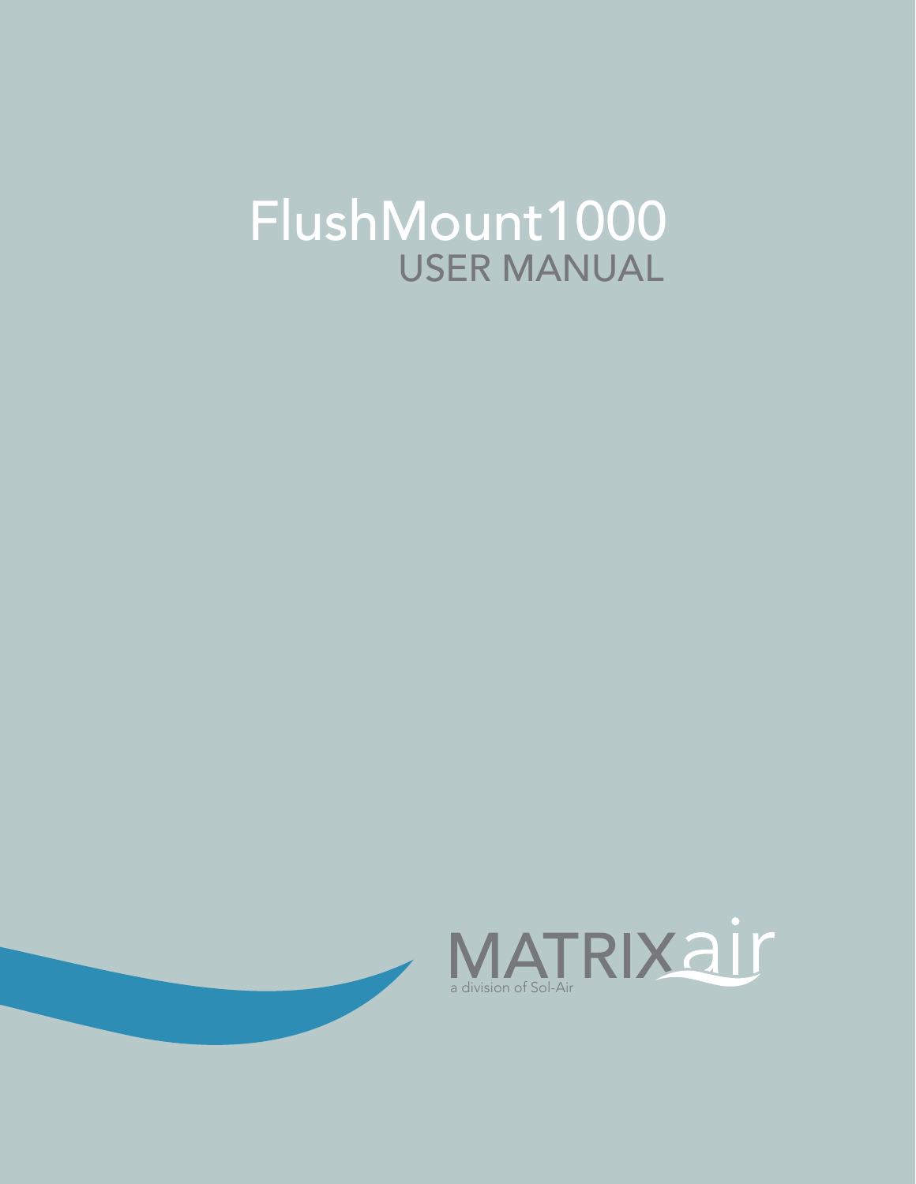# FlushMount1000
## USER MANUAL

MATRIXair

a division of Sol-Air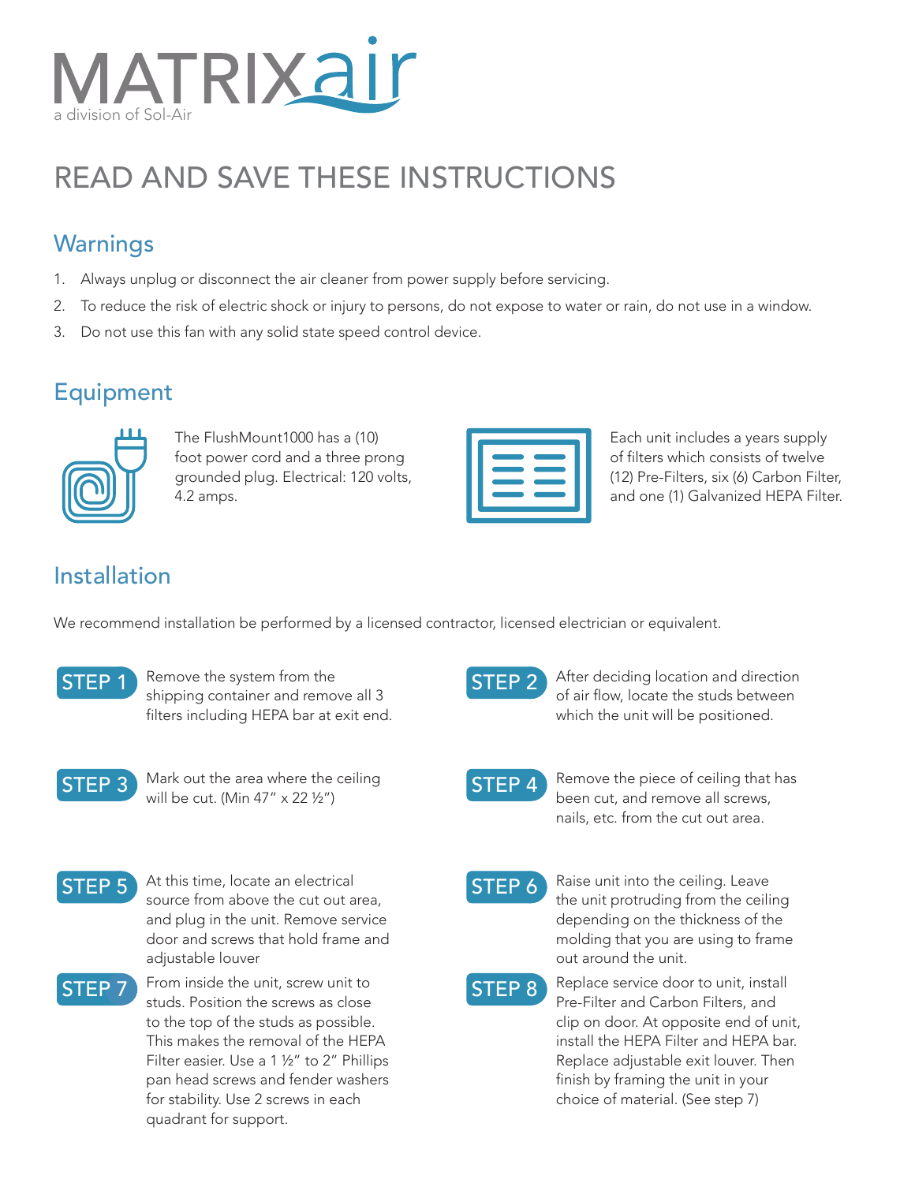MATRIXair
a division of Sol-Air

# READ AND SAVE THESE INSTRUCTIONS

## Warnings

1. Always unplug or disconnect the air cleaner from power supply before servicing.
2. To reduce the risk of electric shock or injury to persons, do not expose to water or rain, do not use in a window.
3. Do not use this fan with any solid state speed control device.

## Equipment

The FlushMount1000 has a (10) foot power cord and a three prong grounded plug. Electrical: 120 volts, 4.2 amps.

Each unit includes a years supply of filters which consists of twelve (12) Pre-Filters, six (6) Carbon Filter, and one (1) Galvanized HEPA Filter.

## Installation

We recommend installation be performed by a licensed contractor, licensed electrician or equivalent.

**STEP 1** Remove the system from the shipping container and remove all 3 filters including HEPA bar at exit end.

**STEP 2** After deciding location and direction of air flow, locate the studs between which the unit will be positioned.

**STEP 3** Mark out the area where the ceiling will be cut. (Min 47" x 22 ½")

**STEP 4** Remove the piece of ceiling that has been cut, and remove all screws, nails, etc. from the cut out area.

**STEP 5** At this time, locate an electrical source from above the cut out area, and plug in the unit. Remove service door and screws that hold frame and adjustable louver

**STEP 6** Raise unit into the ceiling. Leave the unit protruding from the ceiling depending on the thickness of the molding that you are using to frame out around the unit.

**STEP 7** From inside the unit, screw unit to studs. Position the screws as close to the top of the studs as possible. This makes the removal of the HEPA Filter easier. Use a 1 ½" to 2" Phillips pan head screws and fender washers for stability. Use 2 screws in each quadrant for support.

**STEP 8** Replace service door to unit, install Pre-Filter and Carbon Filters, and clip on door. At opposite end of unit, install the HEPA Filter and HEPA bar. Replace adjustable exit louver. Then finish by framing the unit in your choice of material. (See step 7)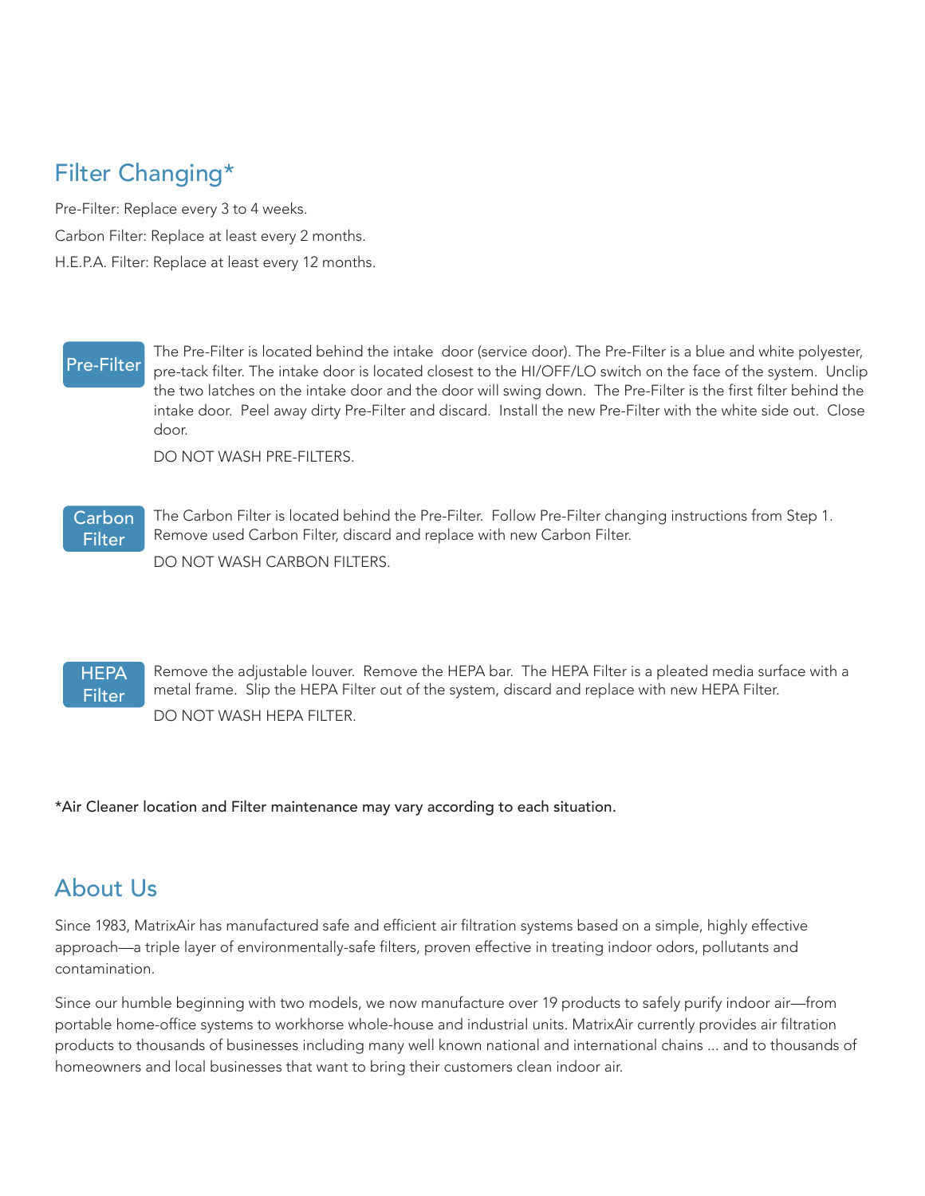## Filter Changing*

Pre-Filter: Replace every 3 to 4 weeks.

Carbon Filter: Replace at least every 2 months.

H.E.P.A. Filter: Replace at least every 12 months.

### Pre-Filter

The Pre-Filter is located behind the intake door (service door). The Pre-Filter is a blue and white polyester, pre-tack filter. The intake door is located closest to the HI/OFF/LO switch on the face of the system. Unclip the two latches on the intake door and the door will swing down. The Pre-Filter is the first filter behind the intake door. Peel away dirty Pre-Filter and discard. Install the new Pre-Filter with the white side out. Close door.

DO NOT WASH PRE-FILTERS.

### Carbon Filter

The Carbon Filter is located behind the Pre-Filter. Follow Pre-Filter changing instructions from Step 1. Remove used Carbon Filter, discard and replace with new Carbon Filter.

DO NOT WASH CARBON FILTERS.

### HEPA Filter

Remove the adjustable louver. Remove the HEPA bar. The HEPA Filter is a pleated media surface with a metal frame. Slip the HEPA Filter out of the system, discard and replace with new HEPA Filter.

DO NOT WASH HEPA FILTER.

*Air Cleaner location and Filter maintenance may vary according to each situation.

## About Us

Since 1983, MatrixAir has manufactured safe and efficient air filtration systems based on a simple, highly effective approach—a triple layer of environmentally-safe filters, proven effective in treating indoor odors, pollutants and contamination.

Since our humble beginning with two models, we now manufacture over 19 products to safely purify indoor air—from portable home-office systems to workhorse whole-house and industrial units. MatrixAir currently provides air filtration products to thousands of businesses including many well known national and international chains ... and to thousands of homeowners and local businesses that want to bring their customers clean indoor air.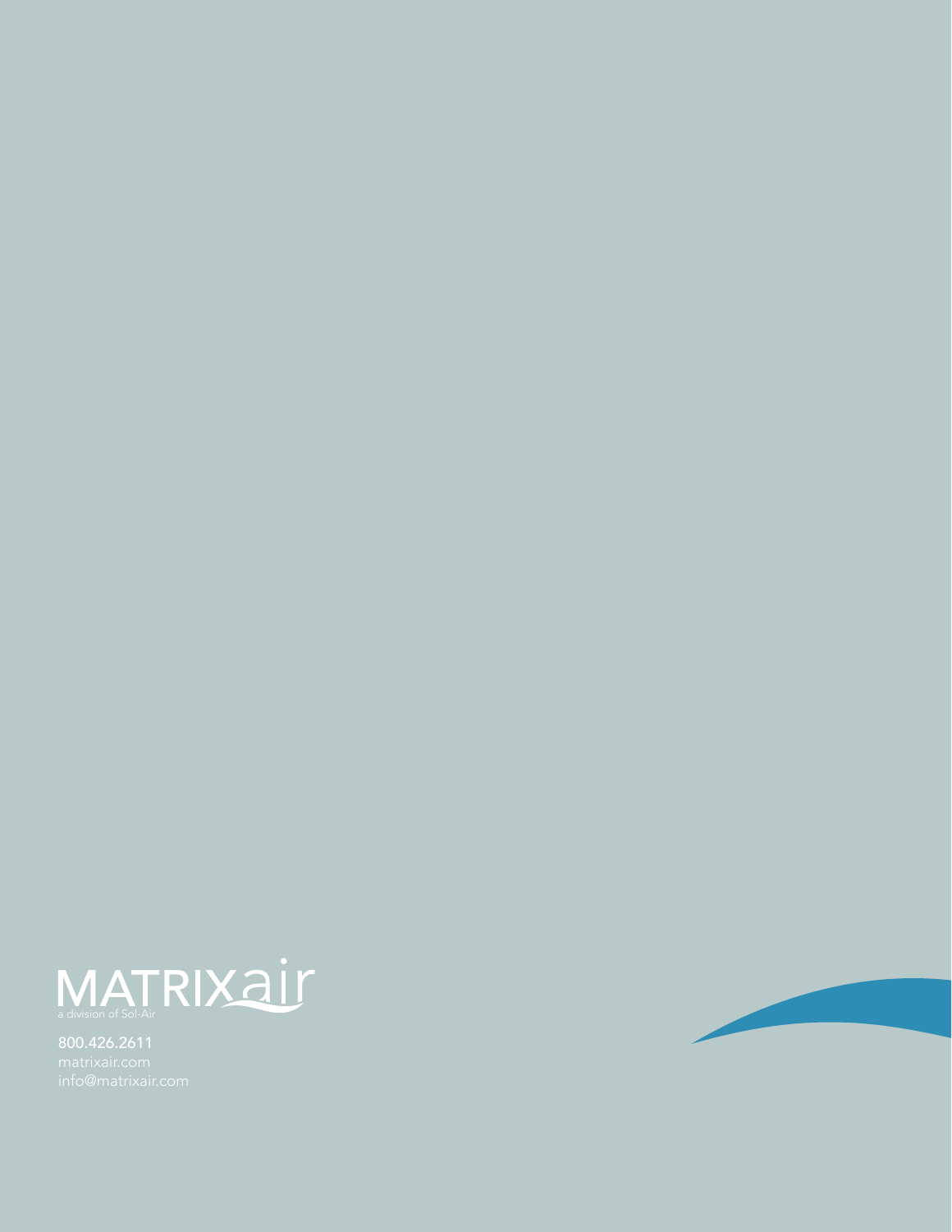MATRIXair

a division of Sol-Air

800.426.2611

matrixair.com

info@matrixair.com